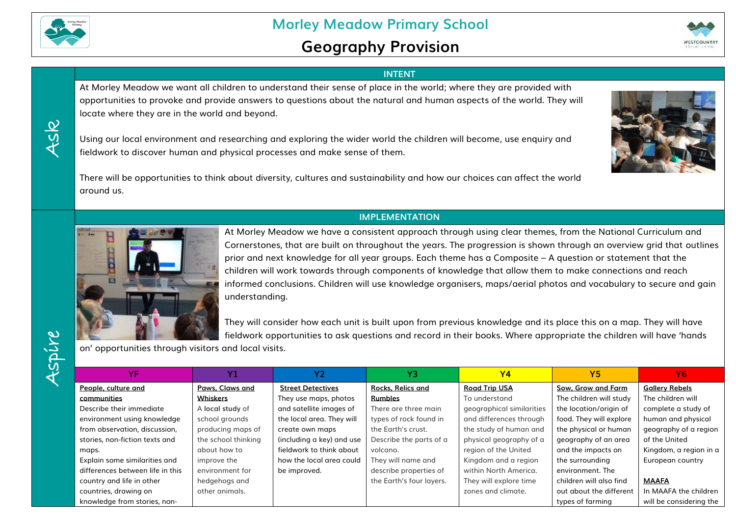# Morley Meadow Primary School

## Geography Provision

Ask

### INTENT

At Morley Meadow we want all children to understand their sense of place in the world; where they are provided with opportunities to provoke and provide answers to questions about the natural and human aspects of the world. They will locate where they are in the world and beyond.

Using our local environment and researching and exploring the wider world the children will become, use enquiry and fieldwork to discover human and physical processes and make sense of them.

There will be opportunities to think about diversity, cultures and sustainability and how our choices can affect the world around us.

Aspire

### IMPLEMENTATION

At Morley Meadow we have a consistent approach through using clear themes, from the National Curriculum and Cornerstones, that are built on throughout the years. The progression is shown through an overview grid that outlines prior and next knowledge for all year groups. Each theme has a Composite – A question or statement that the children will work towards through components of knowledge that allow them to make connections and reach informed conclusions. Children will use knowledge organisers, maps/aerial photos and vocabulary to secure and gain understanding.

They will consider how each unit is built upon from previous knowledge and its place this on a map. They will have fieldwork opportunities to ask questions and record in their books. Where appropriate the children will have 'hands on' opportunities through visitors and local visits.

| YF | Y1 | Y2 | Y3 | Y4 | Y5 | Y6 |
|---|---|---|---|---|---|---|
| <u>People, culture and communities</u><br>Describe their immediate environment using knowledge from observation, discussion, stories, non-fiction texts and maps.<br>Explain some similarities and differences between life in this country and life in other countries, drawing on knowledge from stories, non- | <u>Paws, Claws and Whiskers</u><br>A **local study** of school grounds producing maps of the school thinking about how to improve the environment for hedgehogs and other animals. | <u>Street Detectives</u><br>They use maps, photos and satellite images of the local area. They will create own maps (including a key) and use fieldwork to think about how the local area could be improved. | <u>Rocks, Relics and Rumbles</u><br>There are three main types of rock found in the Earth's crust.<br>Describe the parts of a volcano.<br>They will name and describe properties of the Earth's four layers. | <u>Road Trip USA</u><br>To understand geographical similarities and differences through the study of human and physical geography of a region of the United Kingdom and a region within North America.<br>They will explore time zones and climate. | <u>Sow, Grow and Farm</u><br>The children will study the location/origin of food. They will explore the physical or human geography of an area and the impacts on the surrounding environment. The children will also find out about the different types of farming | <u>Gallery Rebels</u><br>The children will complete a study of human and physical geography of a region of the United Kingdom, a region in a European country<br><br><u>MAAFA</u><br>In MAAFA the children will be considering the |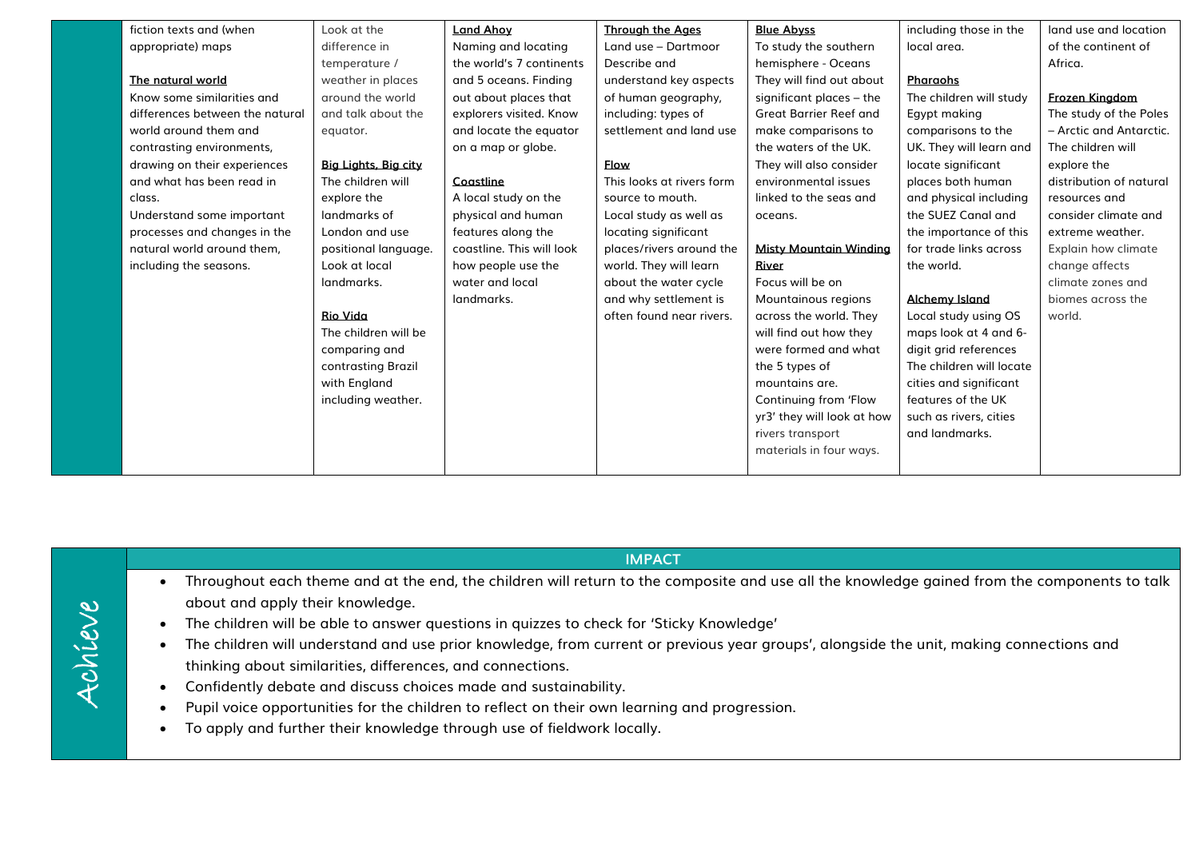| | | | | | | | |
|---|---|---|---|---|---|---|---|
| | fiction texts and (when appropriate) maps<br><br>**The natural world**<br>Know some similarities and differences between the natural world around them and contrasting environments, drawing on their experiences and what has been read in class.<br>Understand some important processes and changes in the natural world around them, including the seasons. | Look at the difference in temperature / weather in places around the world and talk about the equator.<br><br>**Big Lights, Big city**<br>The children will explore the landmarks of London and use positional language. Look at local landmarks.<br><br>**Rio Vida**<br>The children will be comparing and contrasting Brazil with England including weather. | **Land Ahoy**<br>Naming and locating the world's 7 continents and 5 oceans. Finding out about places that explorers visited. Know and locate the equator on a map or globe.<br><br>**Coastline**<br>A local study on the physical and human features along the coastline. This will look how people use the water and local landmarks. | **Through the Ages**<br>Land use – Dartmoor<br>Describe and understand key aspects of human geography, including: types of settlement and land use<br><br>**Flow**<br>This looks at rivers form source to mouth.<br>Local study as well as locating significant places/rivers around the world. They will learn about the water cycle and why settlement is often found near rivers. | **Blue Abyss**<br>To study the southern hemisphere - Oceans<br>They will find out about significant places – the Great Barrier Reef and make comparisons to the waters of the UK. They will also consider environmental issues linked to the seas and oceans.<br><br>**Misty Mountain Winding River**<br>Focus will be on Mountainous regions across the world. They will find out how they were formed and what the 5 types of mountains are.<br>Continuing from 'Flow yr3' they will look at how rivers transport materials in four ways. | including those in the local area.<br><br>**Pharaohs**<br>The children will study Egypt making comparisons to the UK. They will learn and locate significant places both human and physical including the SUEZ Canal and the importance of this for trade links across the world.<br><br>**Alchemy Island**<br>Local study using OS maps look at 4 and 6-digit grid references<br>The children will locate cities and significant features of the UK such as rivers, cities and landmarks. | land use and location of the continent of Africa.<br><br>**Frozen Kingdom**<br>The study of the Poles – Arctic and Antarctic. The children will explore the distribution of natural resources and consider climate and extreme weather.<br>Explain how climate change affects climate zones and biomes across the world. |

## Achieve

### IMPACT

- Throughout each theme and at the end, the children will return to the composite and use all the knowledge gained from the components to talk about and apply their knowledge.
- The children will be able to answer questions in quizzes to check for 'Sticky Knowledge'
- The children will understand and use prior knowledge, from current or previous year groups', alongside the unit, making connections and thinking about similarities, differences, and connections.
- Confidently debate and discuss choices made and sustainability.
- Pupil voice opportunities for the children to reflect on their own learning and progression.
- To apply and further their knowledge through use of fieldwork locally.